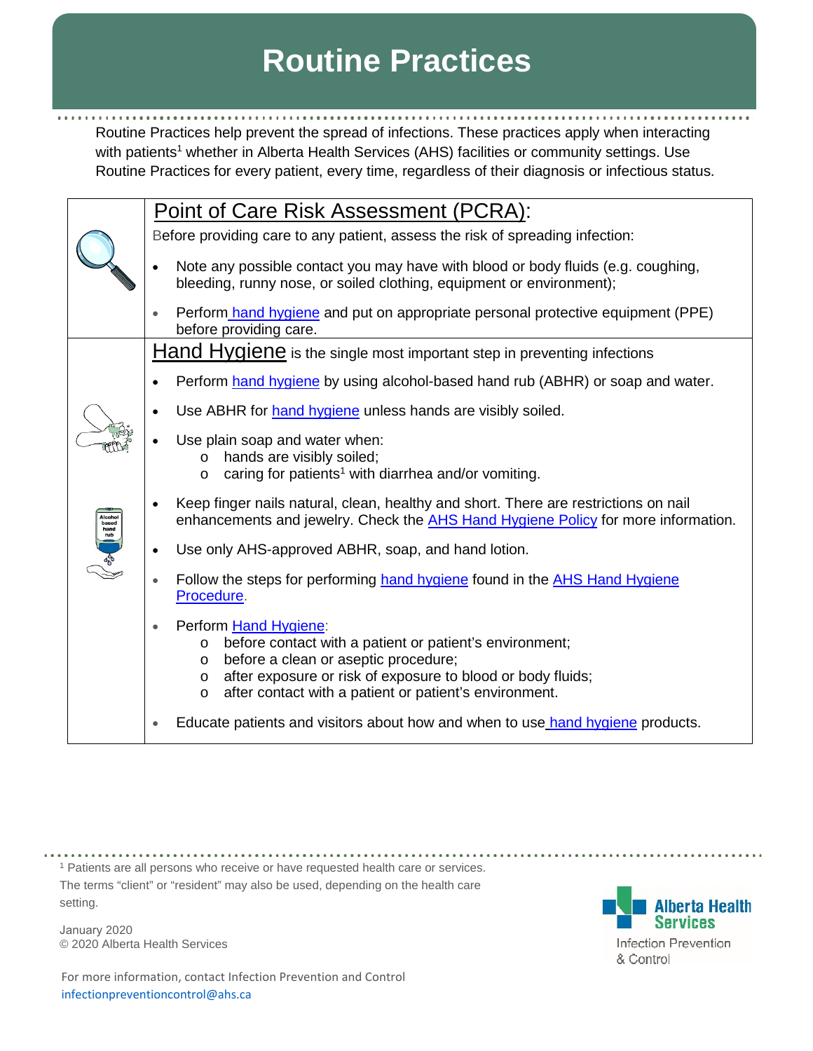# Routine Practices

Routine Practices help prevent the spread of infections. These practices apply when interacting with patients[1] whether in Alberta Health Services (AHS) facilities or community settings. Use Routine Practices for every patient, every time, regardless of their diagnosis or infectious status.

## Point of Care Risk Assessment (PCRA):

Before providing care to any patient, assess the risk of spreading infection:

- Note any possible contact you may have with blood or body fluids (e.g. coughing, bleeding, runny nose, or soiled clothing, equipment or environment);
- Perform hand hygiene and put on appropriate personal protective equipment (PPE) before providing care.

## Hand Hygiene is the single most important step in preventing infections

- Perform hand hygiene by using alcohol-based hand rub (ABHR) or soap and water.
- Use ABHR for hand hygiene unless hands are visibly soiled.
- Use plain soap and water when:
  - hands are visibly soiled;
  - caring for patients[1] with diarrhea and/or vomiting.
- Keep finger nails natural, clean, healthy and short. There are restrictions on nail enhancements and jewelry. Check the AHS Hand Hygiene Policy for more information.
- Use only AHS-approved ABHR, soap, and hand lotion.
- Follow the steps for performing hand hygiene found in the AHS Hand Hygiene Procedure.
- Perform Hand Hygiene:
  - before contact with a patient or patient's environment;
  - before a clean or aseptic procedure;
  - after exposure or risk of exposure to blood or body fluids;
  - after contact with a patient or patient's environment.
- Educate patients and visitors about how and when to use hand hygiene products.

[1] Patients are all persons who receive or have requested health care or services. The terms "client" or "resident" may also be used, depending on the health care setting.

January 2020
© 2020 Alberta Health Services

For more information, contact Infection Prevention and Control
infectionpreventioncontrol@ahs.ca

Alberta Health Services
Infection Prevention & Control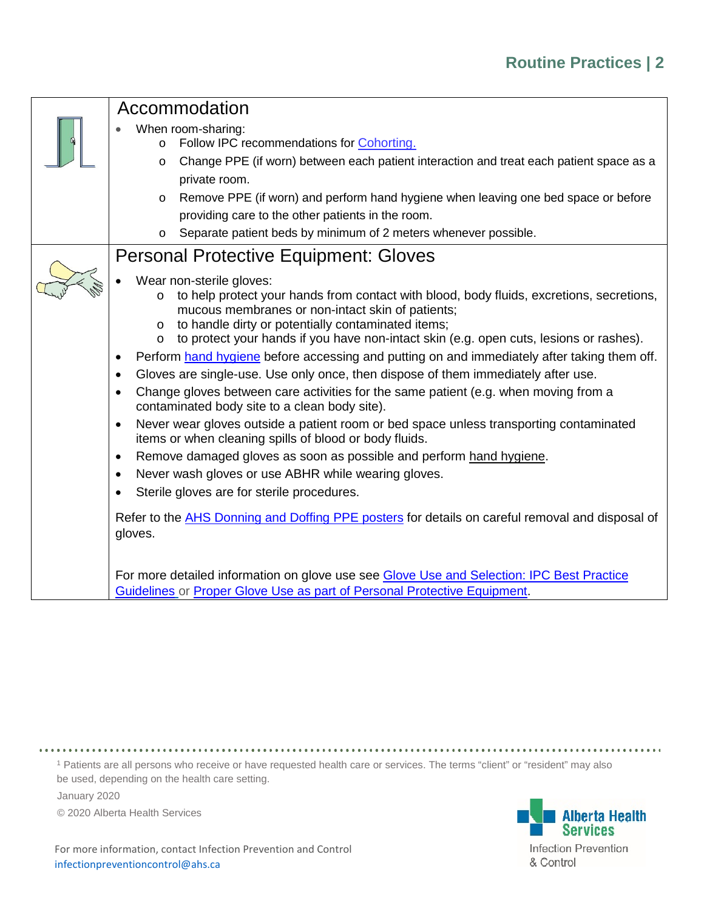## Accommodation

- When room-sharing:
  - Follow IPC recommendations for Cohorting.
  - Change PPE (if worn) between each patient interaction and treat each patient space as a private room.
  - Remove PPE (if worn) and perform hand hygiene when leaving one bed space or before providing care to the other patients in the room.
  - Separate patient beds by minimum of 2 meters whenever possible.

## Personal Protective Equipment: Gloves

- Wear non-sterile gloves:
  - to help protect your hands from contact with blood, body fluids, excretions, secretions, mucous membranes or non-intact skin of patients;
  - to handle dirty or potentially contaminated items;
  - to protect your hands if you have non-intact skin (e.g. open cuts, lesions or rashes).
- Perform hand hygiene before accessing and putting on and immediately after taking them off.
- Gloves are single-use. Use only once, then dispose of them immediately after use.
- Change gloves between care activities for the same patient (e.g. when moving from a contaminated body site to a clean body site).
- Never wear gloves outside a patient room or bed space unless transporting contaminated items or when cleaning spills of blood or body fluids.
- Remove damaged gloves as soon as possible and perform hand hygiene.
- Never wash gloves or use ABHR while wearing gloves.
- Sterile gloves are for sterile procedures.

Refer to the AHS Donning and Doffing PPE posters for details on careful removal and disposal of gloves.

For more detailed information on glove use see Glove Use and Selection: IPC Best Practice Guidelines or Proper Glove Use as part of Personal Protective Equipment.

---

[1] Patients are all persons who receive or have requested health care or services. The terms "client" or "resident" may also be used, depending on the health care setting.

January 2020

© 2020 Alberta Health Services

For more information, contact Infection Prevention and Control
infectionpreventioncontrol@ahs.ca

Alberta Health Services
Infection Prevention & Control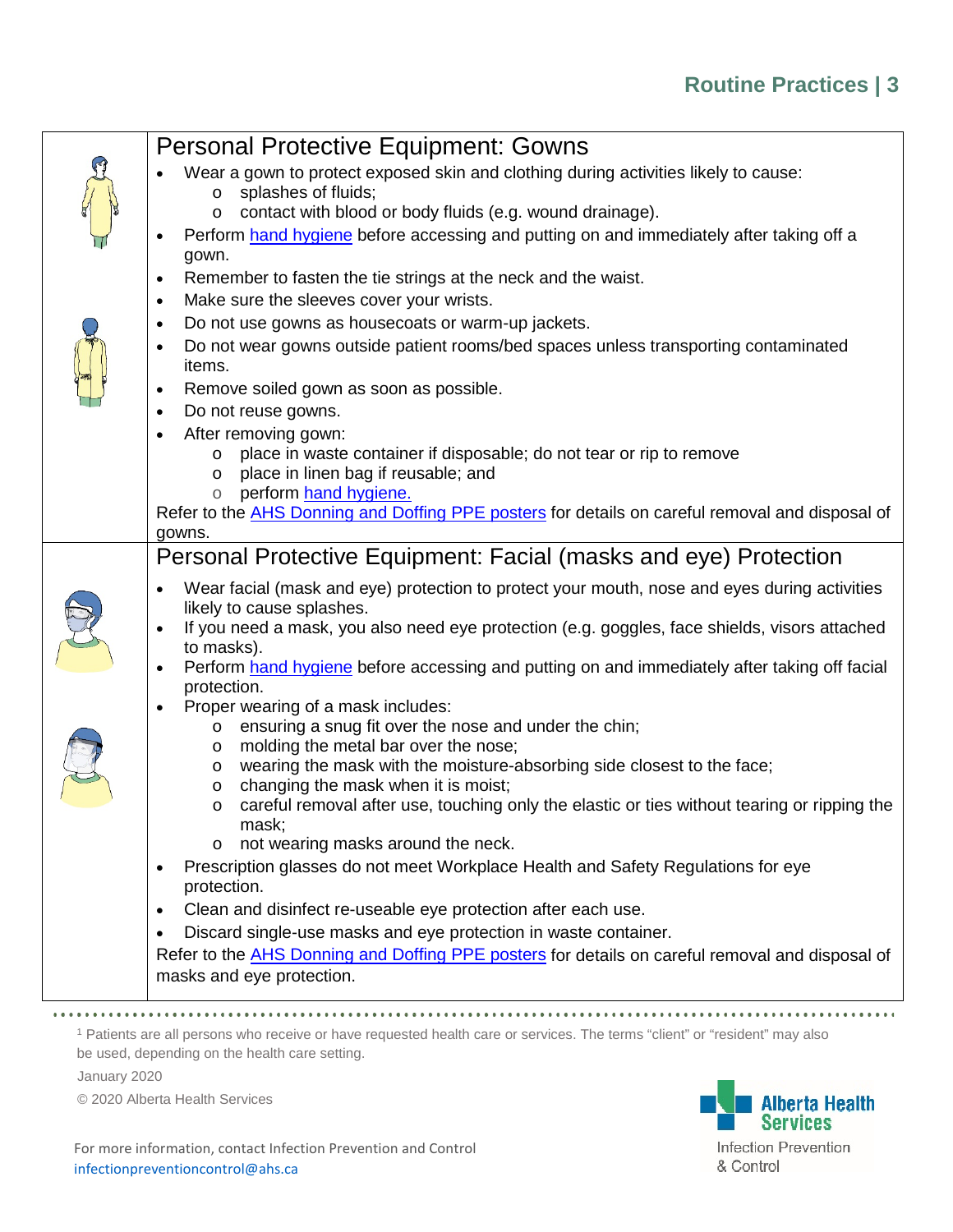## Personal Protective Equipment: Gowns

- Wear a gown to protect exposed skin and clothing during activities likely to cause:
  - splashes of fluids;
  - contact with blood or body fluids (e.g. wound drainage).
- Perform hand hygiene before accessing and putting on and immediately after taking off a gown.
- Remember to fasten the tie strings at the neck and the waist.
- Make sure the sleeves cover your wrists.
- Do not use gowns as housecoats or warm-up jackets.
- Do not wear gowns outside patient rooms/bed spaces unless transporting contaminated items.
- Remove soiled gown as soon as possible.
- Do not reuse gowns.
- After removing gown:
  - place in waste container if disposable; do not tear or rip to remove
  - place in linen bag if reusable; and
  - perform hand hygiene.

Refer to the AHS Donning and Doffing PPE posters for details on careful removal and disposal of gowns.

## Personal Protective Equipment: Facial (masks and eye) Protection

- Wear facial (mask and eye) protection to protect your mouth, nose and eyes during activities likely to cause splashes.
- If you need a mask, you also need eye protection (e.g. goggles, face shields, visors attached to masks).
- Perform hand hygiene before accessing and putting on and immediately after taking off facial protection.
- Proper wearing of a mask includes:
  - ensuring a snug fit over the nose and under the chin;
  - molding the metal bar over the nose;
  - wearing the mask with the moisture-absorbing side closest to the face;
  - changing the mask when it is moist;
  - careful removal after use, touching only the elastic or ties without tearing or ripping the mask;
  - not wearing masks around the neck.
- Prescription glasses do not meet Workplace Health and Safety Regulations for eye protection.
- Clean and disinfect re-useable eye protection after each use.
- Discard single-use masks and eye protection in waste container.

Refer to the AHS Donning and Doffing PPE posters for details on careful removal and disposal of masks and eye protection.

---

[1] Patients are all persons who receive or have requested health care or services. The terms "client" or "resident" may also be used, depending on the health care setting.

January 2020

© 2020 Alberta Health Services

For more information, contact Infection Prevention and Control
infectionpreventioncontrol@ahs.ca

Alberta Health Services
Infection Prevention & Control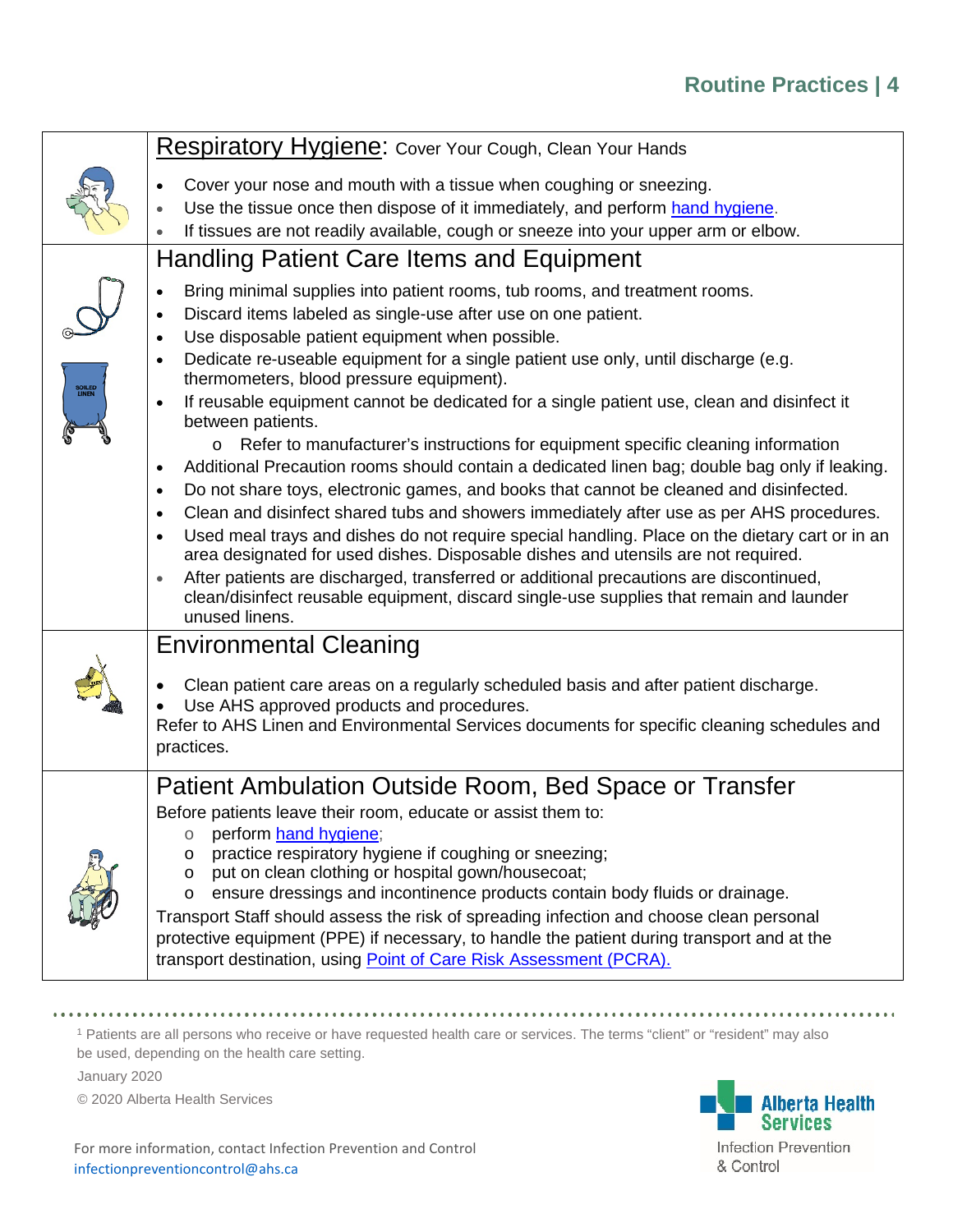## Respiratory Hygiene: Cover Your Cough, Clean Your Hands

- Cover your nose and mouth with a tissue when coughing or sneezing.
- Use the tissue once then dispose of it immediately, and perform hand hygiene.
- If tissues are not readily available, cough or sneeze into your upper arm or elbow.

## Handling Patient Care Items and Equipment

- Bring minimal supplies into patient rooms, tub rooms, and treatment rooms.
- Discard items labeled as single-use after use on one patient.
- Use disposable patient equipment when possible.
- Dedicate re-useable equipment for a single patient use only, until discharge (e.g. thermometers, blood pressure equipment).
- If reusable equipment cannot be dedicated for a single patient use, clean and disinfect it between patients.
  - Refer to manufacturer's instructions for equipment specific cleaning information
- Additional Precaution rooms should contain a dedicated linen bag; double bag only if leaking.
- Do not share toys, electronic games, and books that cannot be cleaned and disinfected.
- Clean and disinfect shared tubs and showers immediately after use as per AHS procedures.
- Used meal trays and dishes do not require special handling. Place on the dietary cart or in an area designated for used dishes. Disposable dishes and utensils are not required.
- After patients are discharged, transferred or additional precautions are discontinued, clean/disinfect reusable equipment, discard single-use supplies that remain and launder unused linens.

## Environmental Cleaning

- Clean patient care areas on a regularly scheduled basis and after patient discharge.
- Use AHS approved products and procedures.

Refer to AHS Linen and Environmental Services documents for specific cleaning schedules and practices.

## Patient Ambulation Outside Room, Bed Space or Transfer

Before patients leave their room, educate or assist them to:

- perform hand hygiene;
- practice respiratory hygiene if coughing or sneezing;
- put on clean clothing or hospital gown/housecoat;
- ensure dressings and incontinence products contain body fluids or drainage.

Transport Staff should assess the risk of spreading infection and choose clean personal protective equipment (PPE) if necessary, to handle the patient during transport and at the transport destination, using Point of Care Risk Assessment (PCRA).

---

[1] Patients are all persons who receive or have requested health care or services. The terms "client" or "resident" may also be used, depending on the health care setting.

January 2020

© 2020 Alberta Health Services

For more information, contact Infection Prevention and Control
infectionpreventioncontrol@ahs.ca

Alberta Health Services
Infection Prevention & Control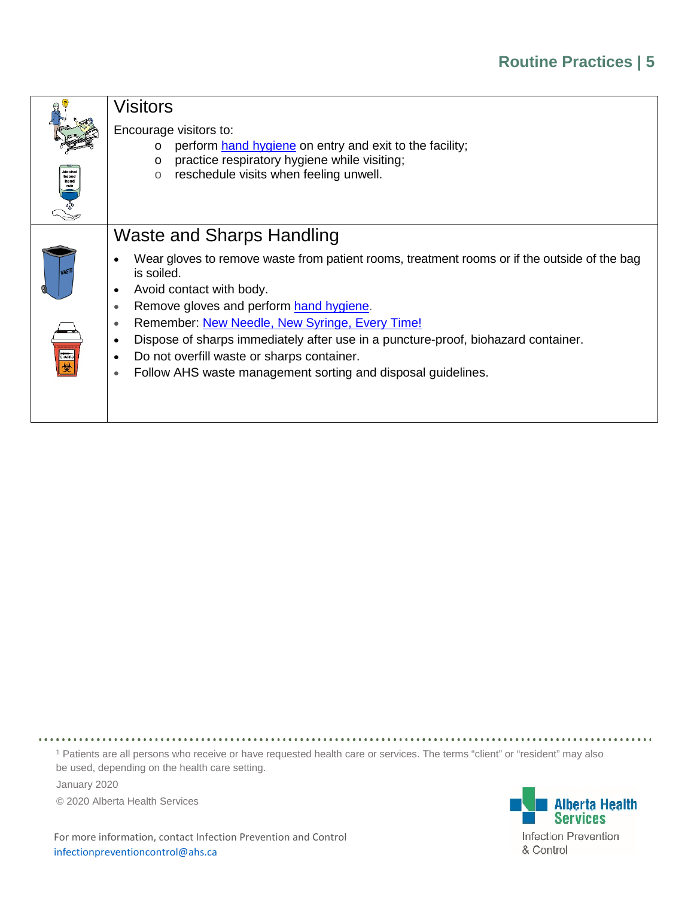## Visitors

Encourage visitors to:

- perform hand hygiene on entry and exit to the facility;
- practice respiratory hygiene while visiting;
- reschedule visits when feeling unwell.

## Waste and Sharps Handling

- Wear gloves to remove waste from patient rooms, treatment rooms or if the outside of the bag is soiled.
- Avoid contact with body.
- Remove gloves and perform hand hygiene.
- Remember: New Needle, New Syringe, Every Time!
- Dispose of sharps immediately after use in a puncture-proof, biohazard container.
- Do not overfill waste or sharps container.
- Follow AHS waste management sorting and disposal guidelines.

---

[1] Patients are all persons who receive or have requested health care or services. The terms "client" or "resident" may also be used, depending on the health care setting.

January 2020

© 2020 Alberta Health Services

For more information, contact Infection Prevention and Control
infectionpreventioncontrol@ahs.ca

Alberta Health Services
Infection Prevention & Control